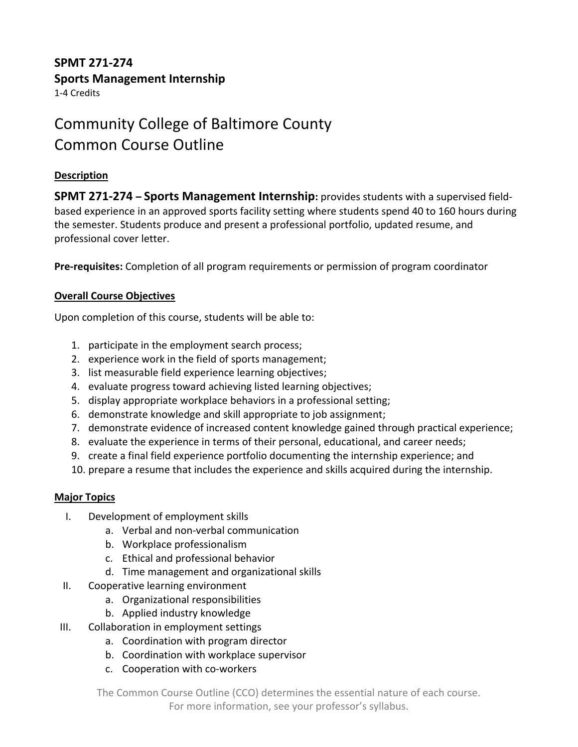**SPMT 271-274**
**Sports Management Internship**
1-4 Credits

# Community College of Baltimore County
# Common Course Outline

## Description

**SPMT 271-274 – Sports Management Internship:** provides students with a supervised field-based experience in an approved sports facility setting where students spend 40 to 160 hours during the semester. Students produce and present a professional portfolio, updated resume, and professional cover letter.

**Pre-requisites:** Completion of all program requirements or permission of program coordinator

## Overall Course Objectives

Upon completion of this course, students will be able to:

1. participate in the employment search process;
2. experience work in the field of sports management;
3. list measurable field experience learning objectives;
4. evaluate progress toward achieving listed learning objectives;
5. display appropriate workplace behaviors in a professional setting;
6. demonstrate knowledge and skill appropriate to job assignment;
7. demonstrate evidence of increased content knowledge gained through practical experience;
8. evaluate the experience in terms of their personal, educational, and career needs;
9. create a final field experience portfolio documenting the internship experience; and
10. prepare a resume that includes the experience and skills acquired during the internship.

## Major Topics

I. Development of employment skills
   a. Verbal and non-verbal communication
   b. Workplace professionalism
   c. Ethical and professional behavior
   d. Time management and organizational skills

II. Cooperative learning environment
   a. Organizational responsibilities
   b. Applied industry knowledge

III. Collaboration in employment settings
   a. Coordination with program director
   b. Coordination with workplace supervisor
   c. Cooperation with co-workers

The Common Course Outline (CCO) determines the essential nature of each course.
For more information, see your professor's syllabus.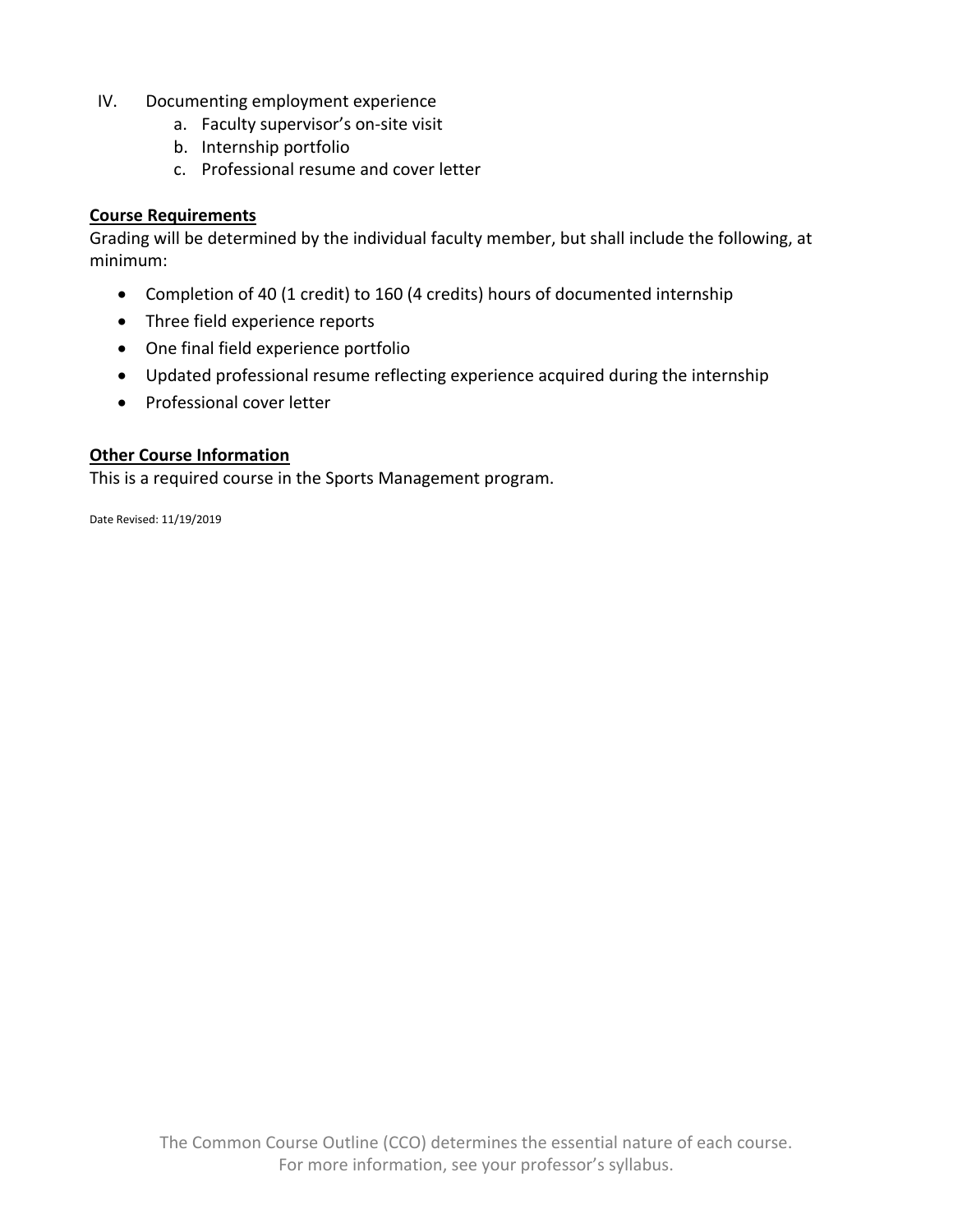IV. Documenting employment experience
    a. Faculty supervisor's on-site visit
    b. Internship portfolio
    c. Professional resume and cover letter

**Course Requirements**

Grading will be determined by the individual faculty member, but shall include the following, at minimum:

- Completion of 40 (1 credit) to 160 (4 credits) hours of documented internship
- Three field experience reports
- One final field experience portfolio
- Updated professional resume reflecting experience acquired during the internship
- Professional cover letter

**Other Course Information**

This is a required course in the Sports Management program.

Date Revised: 11/19/2019

The Common Course Outline (CCO) determines the essential nature of each course. For more information, see your professor's syllabus.